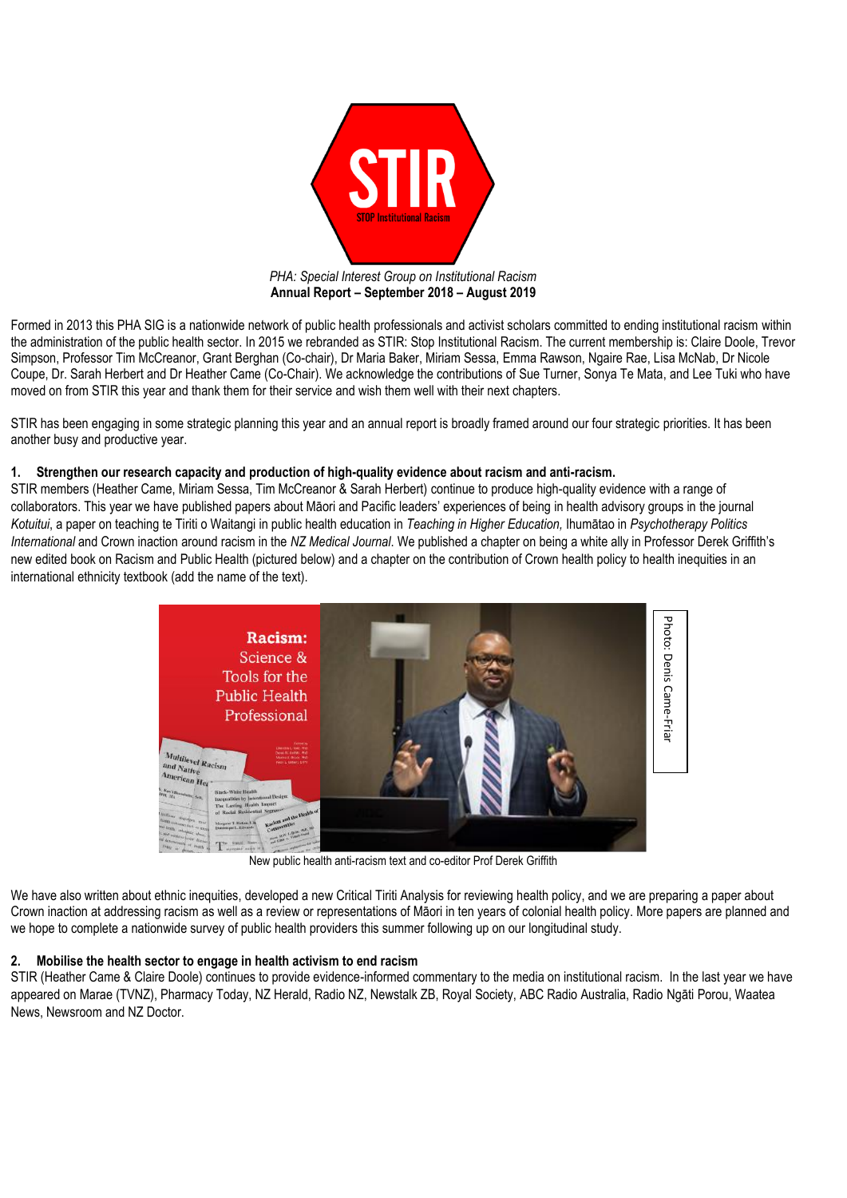STIR

STOP Institutional Racism

*PHA: Special Interest Group on Institutional Racism*

**Annual Report – September 2018 – August 2019**

Formed in 2013 this PHA SIG is a nationwide network of public health professionals and activist scholars committed to ending institutional racism within the administration of the public health sector. In 2015 we rebranded as STIR: Stop Institutional Racism. The current membership is: Claire Doole, Trevor Simpson, Professor Tim McCreanor, Grant Berghan (Co-chair), Dr Maria Baker, Miriam Sessa, Emma Rawson, Ngaire Rae, Lisa McNab, Dr Nicole Coupe, Dr. Sarah Herbert and Dr Heather Came (Co-Chair). We acknowledge the contributions of Sue Turner, Sonya Te Mata, and Lee Tuki who have moved on from STIR this year and thank them for their service and wish them well with their next chapters.

STIR has been engaging in some strategic planning this year and an annual report is broadly framed around our four strategic priorities. It has been another busy and productive year.

**1. Strengthen our research capacity and production of high-quality evidence about racism and anti-racism.**

STIR members (Heather Came, Miriam Sessa, Tim McCreanor & Sarah Herbert) continue to produce high-quality evidence with a range of collaborators. This year we have published papers about Māori and Pacific leaders' experiences of being in health advisory groups in the journal *Kotuitui*, a paper on teaching te Tiriti o Waitangi in public health education in *Teaching in Higher Education,* Ihumātao in *Psychotherapy Politics International* and Crown inaction around racism in the *NZ Medical Journal*. We published a chapter on being a white ally in Professor Derek Griffith's new edited book on Racism and Public Health (pictured below) and a chapter on the contribution of Crown health policy to health inequities in an international ethnicity textbook (add the name of the text).

Photo: Denis Came-Friar

New public health anti-racism text and co-editor Prof Derek Griffith

We have also written about ethnic inequities, developed a new Critical Tiriti Analysis for reviewing health policy, and we are preparing a paper about Crown inaction at addressing racism as well as a review or representations of Māori in ten years of colonial health policy. More papers are planned and we hope to complete a nationwide survey of public health providers this summer following up on our longitudinal study.

**2. Mobilise the health sector to engage in health activism to end racism**

STIR (Heather Came & Claire Doole) continues to provide evidence-informed commentary to the media on institutional racism. In the last year we have appeared on Marae (TVNZ), Pharmacy Today, NZ Herald, Radio NZ, Newstalk ZB, Royal Society, ABC Radio Australia, Radio Ngāti Porou, Waatea News, Newsroom and NZ Doctor.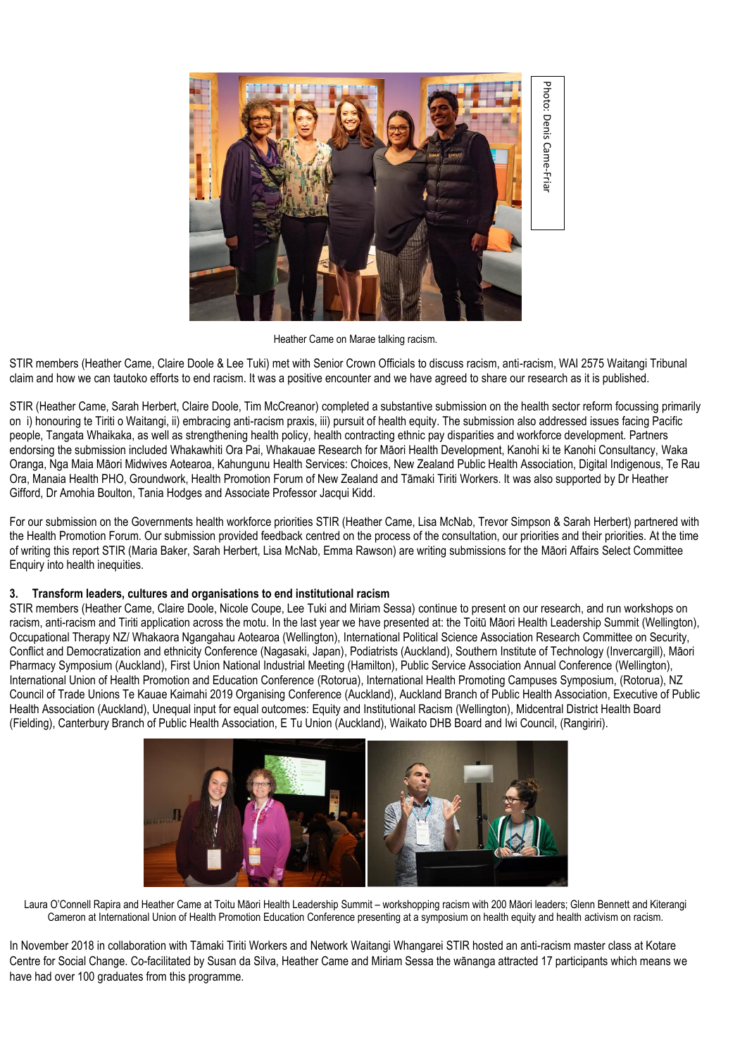Photo: Denis Came-Friar

Heather Came on Marae talking racism.

STIR members (Heather Came, Claire Doole & Lee Tuki) met with Senior Crown Officials to discuss racism, anti-racism, WAI 2575 Waitangi Tribunal claim and how we can tautoko efforts to end racism. It was a positive encounter and we have agreed to share our research as it is published.

STIR (Heather Came, Sarah Herbert, Claire Doole, Tim McCreanor) completed a substantive submission on the health sector reform focussing primarily on i) honouring te Tiriti o Waitangi, ii) embracing anti-racism praxis, iii) pursuit of health equity. The submission also addressed issues facing Pacific people, Tangata Whaikaka, as well as strengthening health policy, health contracting ethnic pay disparities and workforce development. Partners endorsing the submission included Whakawhiti Ora Pai, Whakauae Research for Māori Health Development, Kanohi ki te Kanohi Consultancy, Waka Oranga, Nga Maia Māori Midwives Aotearoa, Kahungunu Health Services: Choices, New Zealand Public Health Association, Digital Indigenous, Te Rau Ora, Manaia Health PHO, Groundwork, Health Promotion Forum of New Zealand and Tāmaki Tiriti Workers. It was also supported by Dr Heather Gifford, Dr Amohia Boulton, Tania Hodges and Associate Professor Jacqui Kidd.

For our submission on the Governments health workforce priorities STIR (Heather Came, Lisa McNab, Trevor Simpson & Sarah Herbert) partnered with the Health Promotion Forum. Our submission provided feedback centred on the process of the consultation, our priorities and their priorities. At the time of writing this report STIR (Maria Baker, Sarah Herbert, Lisa McNab, Emma Rawson) are writing submissions for the Māori Affairs Select Committee Enquiry into health inequities.

### 3. Transform leaders, cultures and organisations to end institutional racism

STIR members (Heather Came, Claire Doole, Nicole Coupe, Lee Tuki and Miriam Sessa) continue to present on our research, and run workshops on racism, anti-racism and Tiriti application across the motu. In the last year we have presented at: the Toitū Māori Health Leadership Summit (Wellington), Occupational Therapy NZ/ Whakaora Ngangahau Aotearoa (Wellington), International Political Science Association Research Committee on Security, Conflict and Democratization and ethnicity Conference (Nagasaki, Japan), Podiatrists (Auckland), Southern Institute of Technology (Invercargill), Māori Pharmacy Symposium (Auckland), First Union National Industrial Meeting (Hamilton), Public Service Association Annual Conference (Wellington), International Union of Health Promotion and Education Conference (Rotorua), International Health Promoting Campuses Symposium, (Rotorua), NZ Council of Trade Unions Te Kauae Kaimahi 2019 Organising Conference (Auckland), Auckland Branch of Public Health Association, Executive of Public Health Association (Auckland), Unequal input for equal outcomes: Equity and Institutional Racism (Wellington), Midcentral District Health Board (Fielding), Canterbury Branch of Public Health Association, E Tu Union (Auckland), Waikato DHB Board and Iwi Council, (Rangiriri).

Laura O'Connell Rapira and Heather Came at Toitu Māori Health Leadership Summit – workshopping racism with 200 Māori leaders; Glenn Bennett and Kiterangi Cameron at International Union of Health Promotion Education Conference presenting at a symposium on health equity and health activism on racism.

In November 2018 in collaboration with Tāmaki Tiriti Workers and Network Waitangi Whangarei STIR hosted an anti-racism master class at Kotare Centre for Social Change. Co-facilitated by Susan da Silva, Heather Came and Miriam Sessa the wānanga attracted 17 participants which means we have had over 100 graduates from this programme.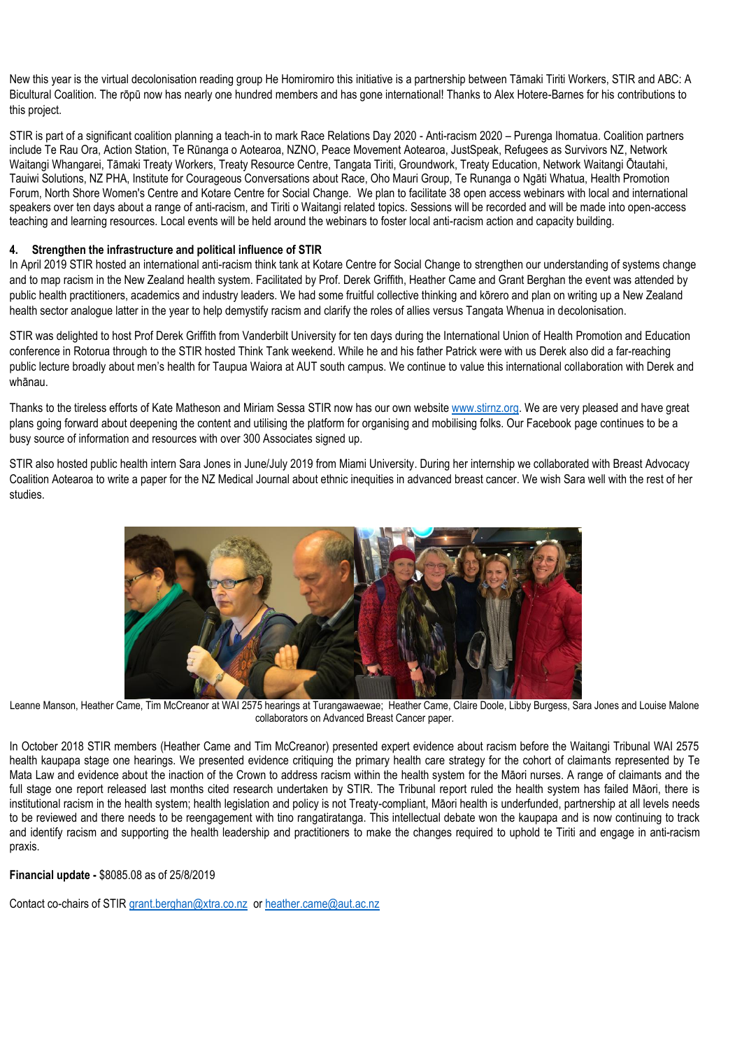New this year is the virtual decolonisation reading group He Homiromiro this initiative is a partnership between Tāmaki Tiriti Workers, STIR and ABC: A Bicultural Coalition. The rōpū now has nearly one hundred members and has gone international! Thanks to Alex Hotere-Barnes for his contributions to this project.

STIR is part of a significant coalition planning a teach-in to mark Race Relations Day 2020 - Anti-racism 2020 – Purenga Ihomatua. Coalition partners include Te Rau Ora, Action Station, Te Rūnanga o Aotearoa, NZNO, Peace Movement Aotearoa, JustSpeak, Refugees as Survivors NZ, Network Waitangi Whangarei, Tāmaki Treaty Workers, Treaty Resource Centre, Tangata Tiriti, Groundwork, Treaty Education, Network Waitangi Ōtautahi, Tauiwi Solutions, NZ PHA, Institute for Courageous Conversations about Race, Oho Mauri Group, Te Runanga o Ngāti Whatua, Health Promotion Forum, North Shore Women's Centre and Kotare Centre for Social Change. We plan to facilitate 38 open access webinars with local and international speakers over ten days about a range of anti-racism, and Tiriti o Waitangi related topics. Sessions will be recorded and will be made into open-access teaching and learning resources. Local events will be held around the webinars to foster local anti-racism action and capacity building.

**4. Strengthen the infrastructure and political influence of STIR**

In April 2019 STIR hosted an international anti-racism think tank at Kotare Centre for Social Change to strengthen our understanding of systems change and to map racism in the New Zealand health system. Facilitated by Prof. Derek Griffith, Heather Came and Grant Berghan the event was attended by public health practitioners, academics and industry leaders. We had some fruitful collective thinking and kōrero and plan on writing up a New Zealand health sector analogue latter in the year to help demystify racism and clarify the roles of allies versus Tangata Whenua in decolonisation.

STIR was delighted to host Prof Derek Griffith from Vanderbilt University for ten days during the International Union of Health Promotion and Education conference in Rotorua through to the STIR hosted Think Tank weekend. While he and his father Patrick were with us Derek also did a far-reaching public lecture broadly about men's health for Taupua Waiora at AUT south campus. We continue to value this international collaboration with Derek and whānau.

Thanks to the tireless efforts of Kate Matheson and Miriam Sessa STIR now has our own website www.stirnz.org. We are very pleased and have great plans going forward about deepening the content and utilising the platform for organising and mobilising folks. Our Facebook page continues to be a busy source of information and resources with over 300 Associates signed up.

STIR also hosted public health intern Sara Jones in June/July 2019 from Miami University. During her internship we collaborated with Breast Advocacy Coalition Aotearoa to write a paper for the NZ Medical Journal about ethnic inequities in advanced breast cancer. We wish Sara well with the rest of her studies.

Leanne Manson, Heather Came, Tim McCreanor at WAI 2575 hearings at Turangawaewae; Heather Came, Claire Doole, Libby Burgess, Sara Jones and Louise Malone collaborators on Advanced Breast Cancer paper.

In October 2018 STIR members (Heather Came and Tim McCreanor) presented expert evidence about racism before the Waitangi Tribunal WAI 2575 health kaupapa stage one hearings. We presented evidence critiquing the primary health care strategy for the cohort of claimants represented by Te Mata Law and evidence about the inaction of the Crown to address racism within the health system for the Māori nurses. A range of claimants and the full stage one report released last months cited research undertaken by STIR. The Tribunal report ruled the health system has failed Māori, there is institutional racism in the health system; health legislation and policy is not Treaty-compliant, Māori health is underfunded, partnership at all levels needs to be reviewed and there needs to be reengagement with tino rangatiratanga. This intellectual debate won the kaupapa and is now continuing to track and identify racism and supporting the health leadership and practitioners to make the changes required to uphold te Tiriti and engage in anti-racism praxis.

**Financial update -** $8085.08 as of 25/8/2019

Contact co-chairs of STIR grant.berghan@xtra.co.nz or heather.came@aut.ac.nz